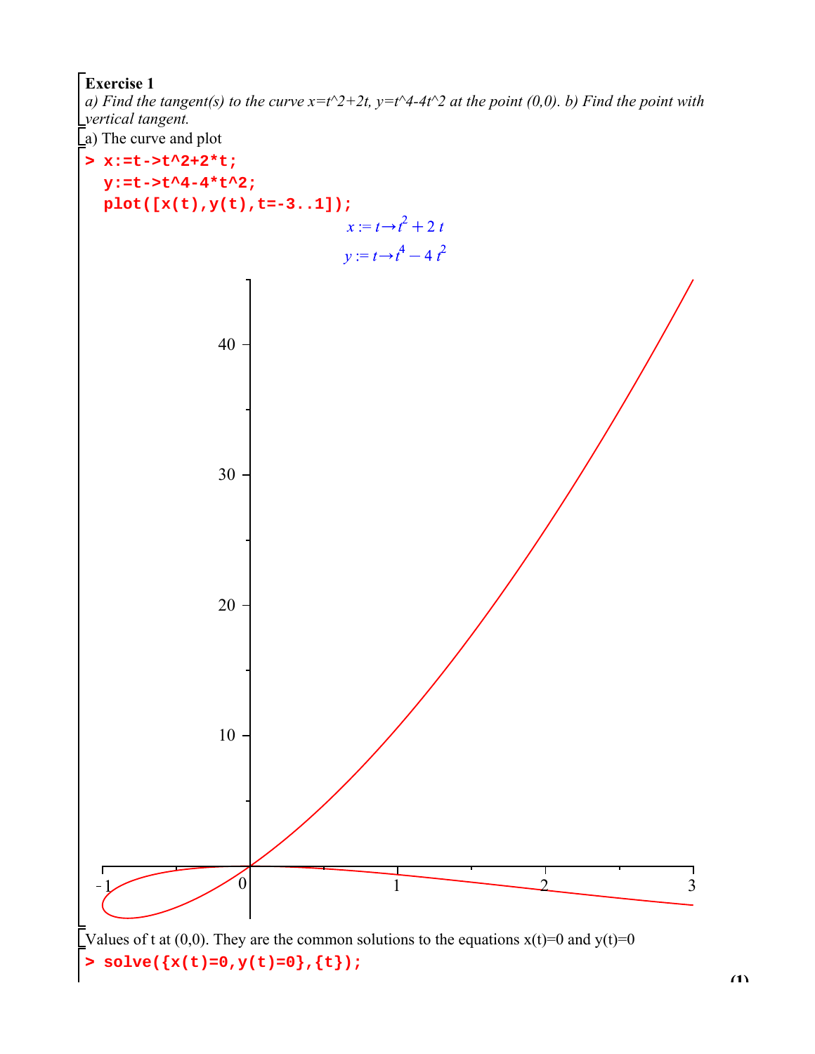**Exercise 1**

*a) Find the tangent(s) to the curve x=t^2+2t, y=t^4-4t^2 at the point (0,0). b) Find the point with vertical tangent.*

a) The curve and plot

```
> x:=t->t^2+2*t;
  y:=t->t^4-4*t^2;
  plot([x(t),y(t),t=-3..1]);
```

$$x := t \rightarrow t^2 + 2\,t$$

$$y := t \rightarrow t^4 - 4\,t^2$$

Values of t at (0,0). They are the common solutions to the equations x(t)=0 and y(t)=0

```
> solve({x(t)=0,y(t)=0},{t});
```

(1)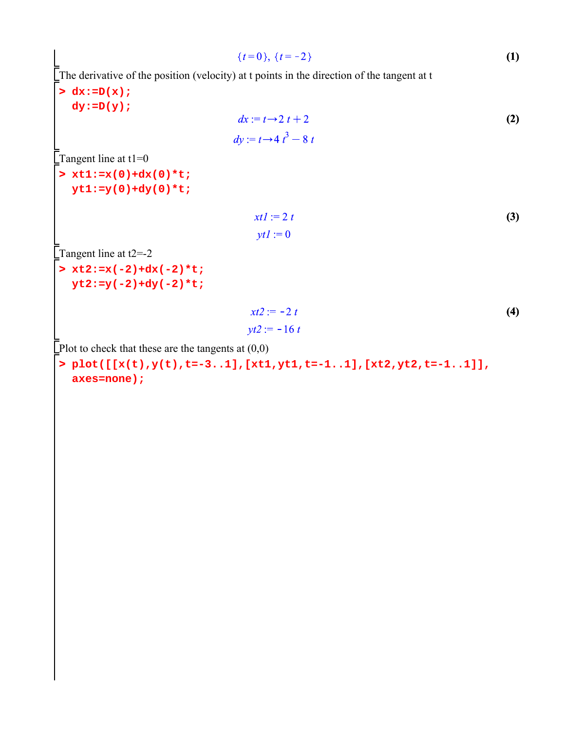$$\{t = 0\}, \{t = -2\} \quad \textbf{(1)}$$

The derivative of the position (velocity) at t points in the direction of the tangent at t

```
> dx:=D(x);
  dy:=D(y);
```

$$dx := t \rightarrow 2\,t + 2 \quad \textbf{(2)}$$

$$dy := t \rightarrow 4\,t^3 - 8\,t$$

Tangent line at t1=0

```
> xt1:=x(0)+dx(0)*t;
  yt1:=y(0)+dy(0)*t;
```

$$xt1 := 2\,t \quad \textbf{(3)}$$

$$yt1 := 0$$

Tangent line at t2=-2

```
> xt2:=x(-2)+dx(-2)*t;
  yt2:=y(-2)+dy(-2)*t;
```

$$xt2 := -2\,t \quad \textbf{(4)}$$

$$yt2 := -16\,t$$

Plot to check that these are the tangents at (0,0)

```
> plot([[x(t),y(t),t=-3..1],[xt1,yt1,t=-1..1],[xt2,yt2,t=-1..1]],
  axes=none);
```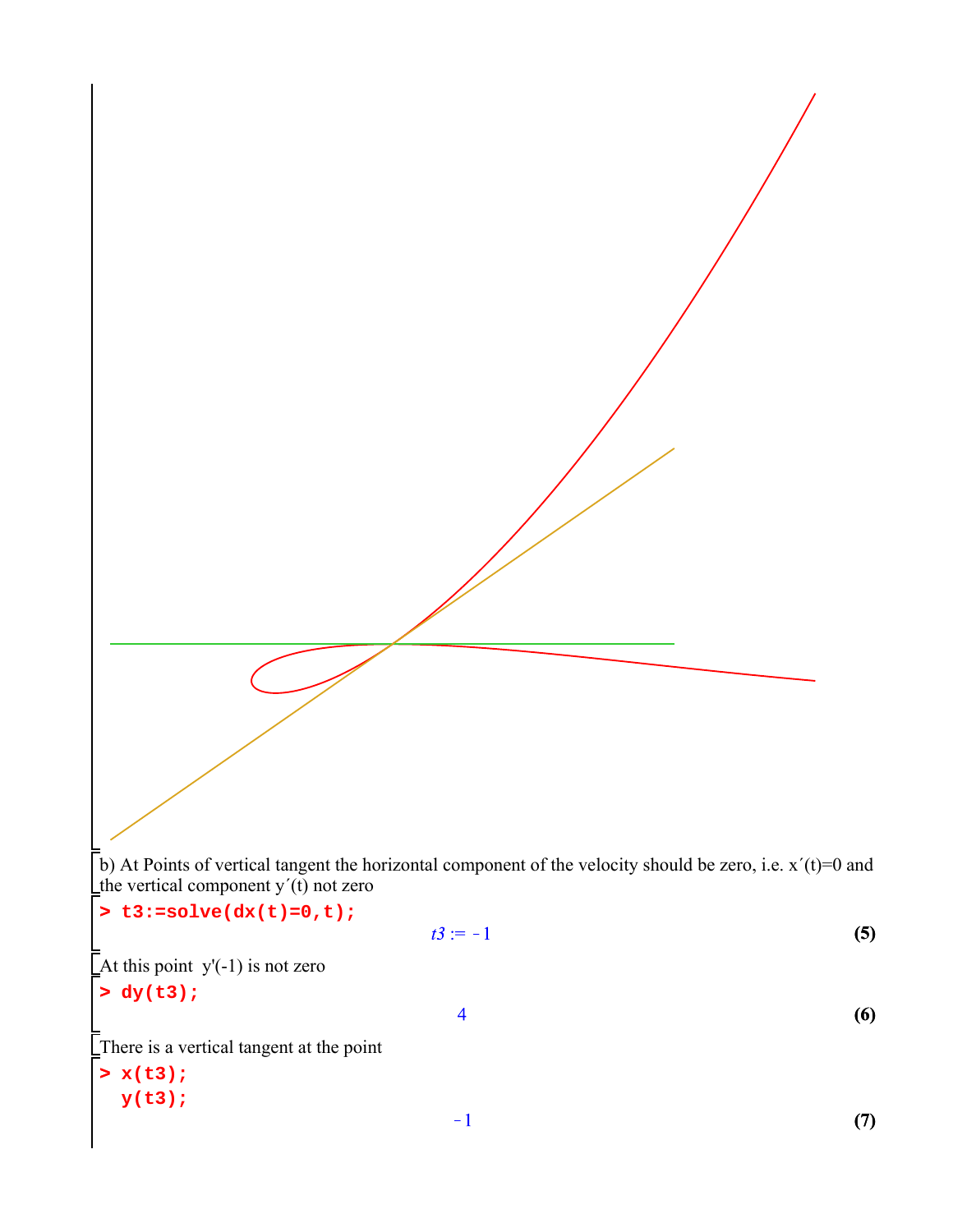b) At Points of vertical tangent the horizontal component of the velocity should be zero, i.e. $x'(t)=0$ and the vertical component $y'(t)$ not zero

```
> t3:=solve(dx(t)=0,t);
```

$$t3 := -1 \tag{5}$$

At this point $y'(-1)$ is not zero

```
> dy(t3);
```

$$4 \tag{6}$$

There is a vertical tangent at the point

```
> x(t3);
  y(t3);
```

$$-1 \tag{7}$$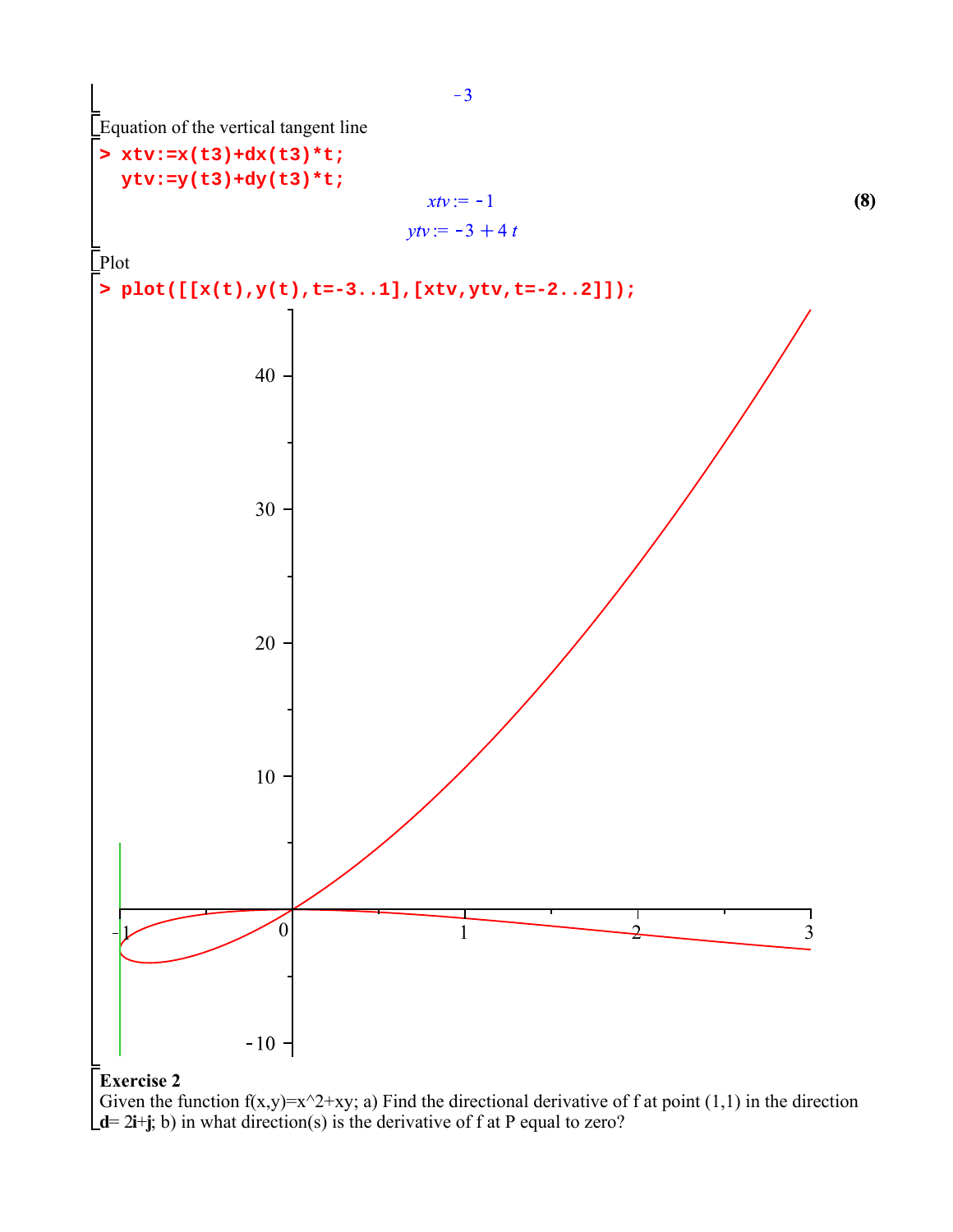$-3$

Equation of the vertical tangent line

```
> xtv:=x(t3)+dx(t3)*t;
  ytv:=y(t3)+dy(t3)*t;
```

$$xtv := -1 \tag{8}$$

$$ytv := -3 + 4\,t$$

Plot

```
> plot([[x(t),y(t),t=-3..1],[xtv,ytv,t=-2..2]]);
```

40

30

20

10

-10

-1

0

1

2

3

**Exercise 2**

Given the function f(x,y)=x^2+xy; a) Find the directional derivative of f at point (1,1) in the direction **d**= 2**i**+**j**; b) in what direction(s) is the derivative of f at P equal to zero?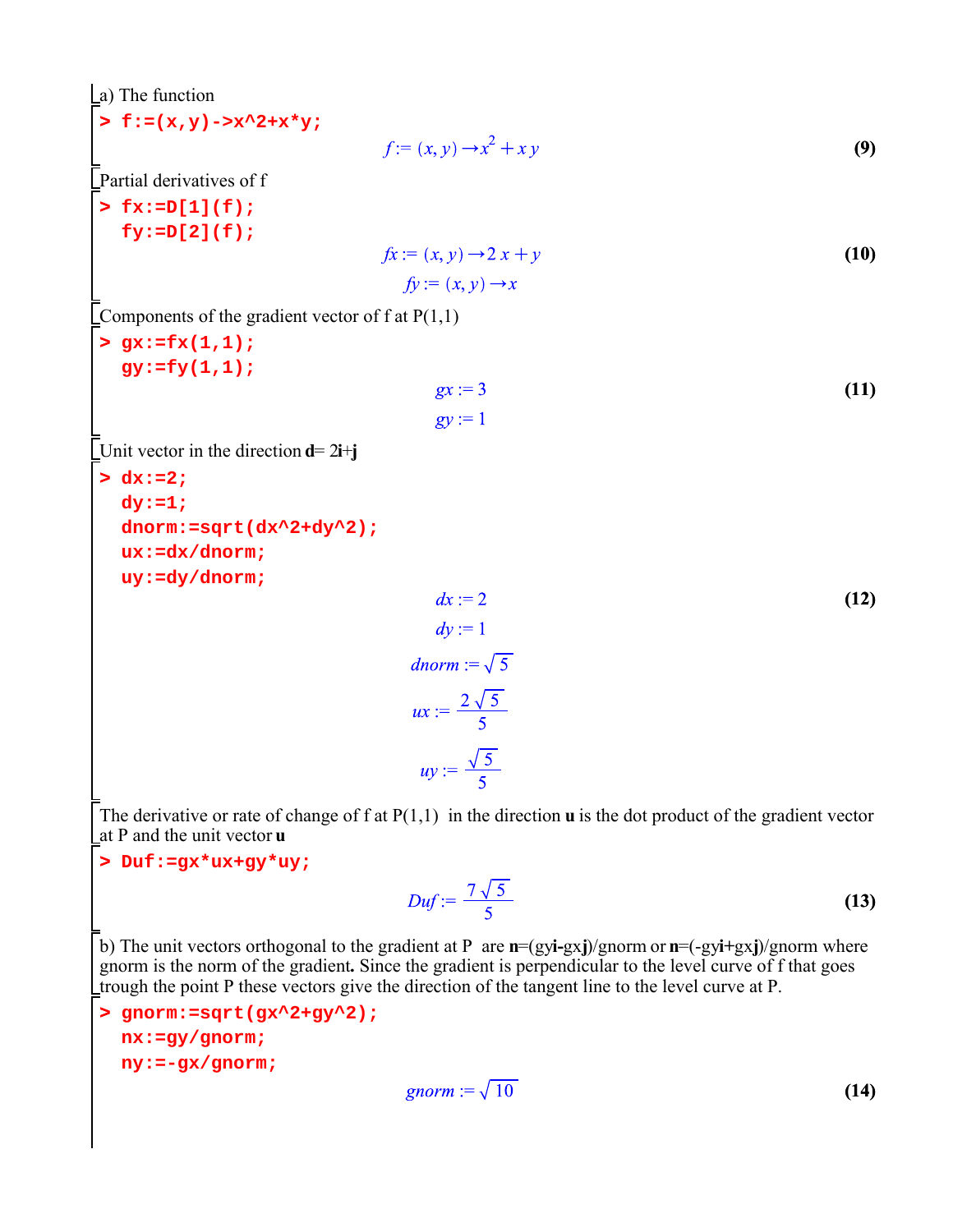a) The function

```
> f:=(x,y)->x^2+x*y;
```

$$f := (x, y) \to x^2 + x\,y \tag{9}$$

Partial derivatives of f

```
> fx:=D[1](f);
  fy:=D[2](f);
```

$$fx := (x, y) \to 2\,x + y \tag{10}$$

$$fy := (x, y) \to x$$

Components of the gradient vector of f at P(1,1)

```
> gx:=fx(1,1);
  gy:=fy(1,1);
```

$$gx := 3 \tag{11}$$

$$gy := 1$$

Unit vector in the direction **d**= 2**i**+**j**

```
> dx:=2;
  dy:=1;
  dnorm:=sqrt(dx^2+dy^2);
  ux:=dx/dnorm;
  uy:=dy/dnorm;
```

$$dx := 2 \tag{12}$$

$$dy := 1$$

$$dnorm := \sqrt{5}$$

$$ux := \frac{2\sqrt{5}}{5}$$

$$uy := \frac{\sqrt{5}}{5}$$

The derivative or rate of change of f at P(1,1) in the direction **u** is the dot product of the gradient vector at P and the unit vector **u**

```
> Duf:=gx*ux+gy*uy;
```

$$Duf := \frac{7\sqrt{5}}{5} \tag{13}$$

b) The unit vectors orthogonal to the gradient at P are **n**=(gy**i**-gx**j**)/gnorm or **n**=(-gy**i**+gx**j**)/gnorm where gnorm is the norm of the gradient**.** Since the gradient is perpendicular to the level curve of f that goes trough the point P these vectors give the direction of the tangent line to the level curve at P.

```
> gnorm:=sqrt(gx^2+gy^2);
  nx:=gy/gnorm;
  ny:=-gx/gnorm;
```

$$gnorm := \sqrt{10} \tag{14}$$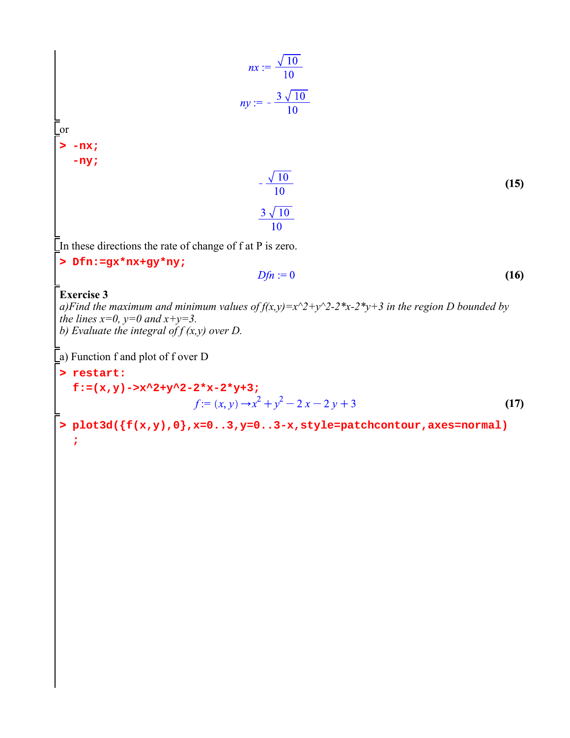$$nx := \frac{\sqrt{10}}{10}$$

$$ny := -\frac{3\sqrt{10}}{10}$$

or

```
> -nx;
  -ny;
```

$$-\frac{\sqrt{10}}{10} \quad \textbf{(15)}$$

$$\frac{3\sqrt{10}}{10}$$

In these directions the rate of change of f at P is zero.

```
> Dfn:=gx*nx+gy*ny;
```

$$Dfn := 0 \quad \textbf{(16)}$$

**Exercise 3**

*a)Find the maximum and minimum values of f(x,y)=x^2+y^2-2*x-2*y+3 in the region D bounded by the lines x=0, y=0 and x+y=3.*
*b) Evaluate the integral of f (x,y) over D.*

a) Function f and plot of f over D

```
> restart:
  f:=(x,y)->x^2+y^2-2*x-2*y+3;
```

$$f := (x, y) \rightarrow x^2 + y^2 - 2\,x - 2\,y + 3 \quad \textbf{(17)}$$

```
> plot3d({f(x,y),0},x=0..3,y=0..3-x,style=patchcontour,axes=normal)
  ;
```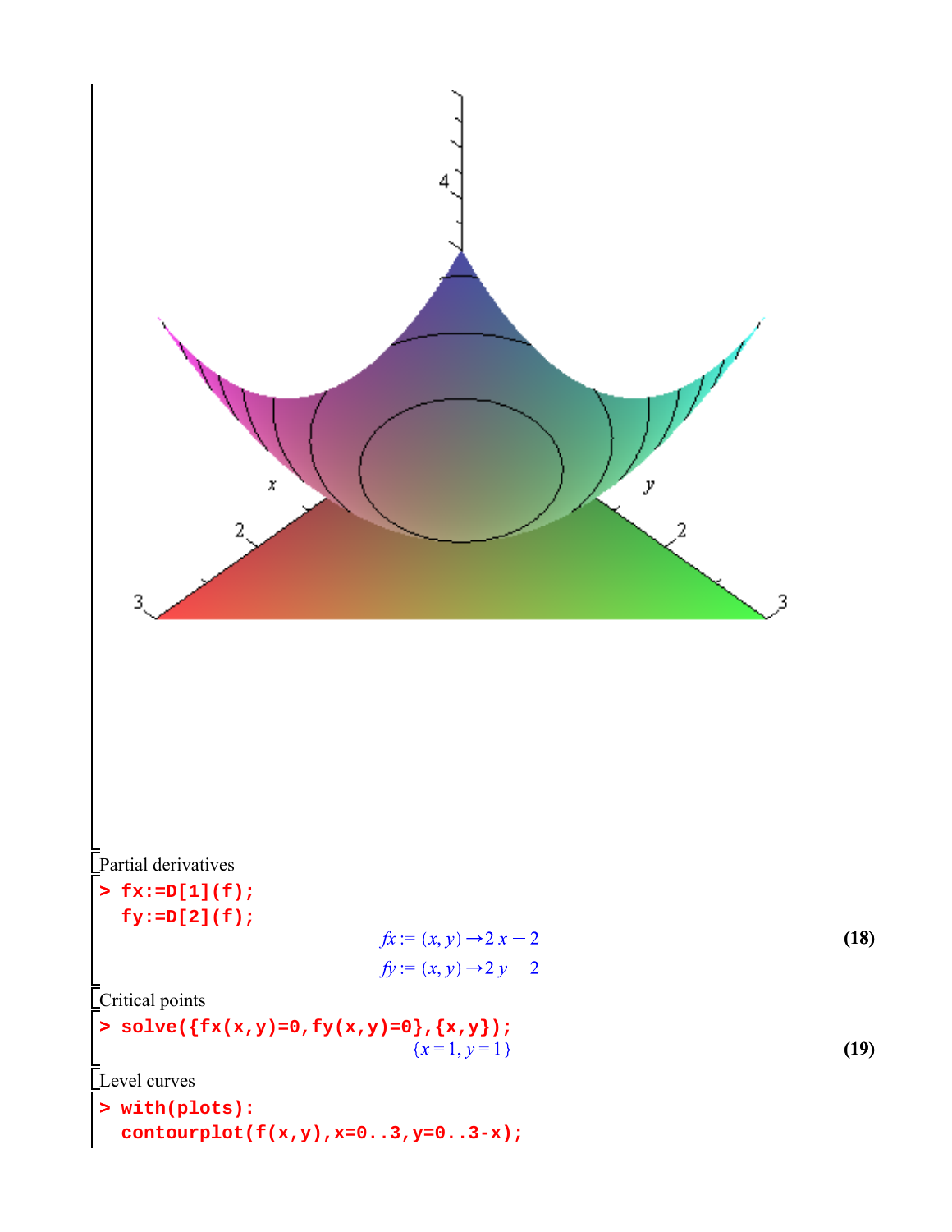4

x

y

2

2

3

3

Partial derivatives

```
> fx:=D[1](f);
  fy:=D[2](f);
```

$$fx := (x, y) \rightarrow 2\,x - 2 \tag{18}$$

$$fy := (x, y) \rightarrow 2\,y - 2$$

Critical points

```
> solve({fx(x,y)=0,fy(x,y)=0},{x,y});
```

$$\{x = 1, y = 1\} \tag{19}$$

Level curves

```
> with(plots):
  contourplot(f(x,y),x=0..3,y=0..3-x);
```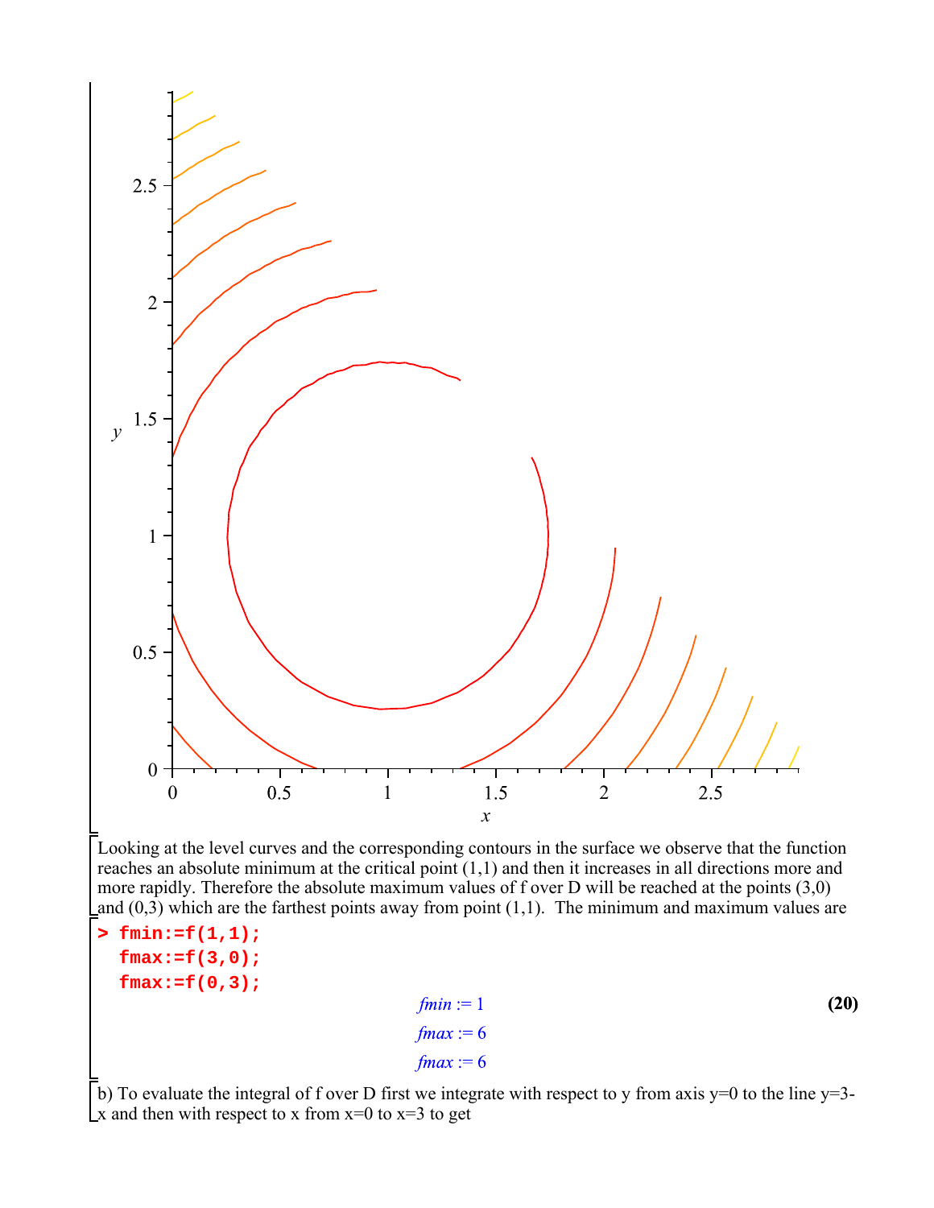2.5

2

1.5

y

1

0.5

0

0 0.5 1 1.5 2 2.5

x

Looking at the level curves and the corresponding contours in the surface we observe that the function reaches an absolute minimum at the critical point (1,1) and then it increases in all directions more and more rapidly. Therefore the absolute maximum values of f over D will be reached at the points (3,0) and (0,3) which are the farthest points away from point (1,1). The minimum and maximum values are

```
> fmin:=f(1,1);
  fmax:=f(3,0);
  fmax:=f(0,3);
```

$$fmin := 1$$

$$fmax := 6 \tag{20}$$

$$fmax := 6$$

b) To evaluate the integral of f over D first we integrate with respect to y from axis y=0 to the line y=3-x and then with respect to x from x=0 to x=3 to get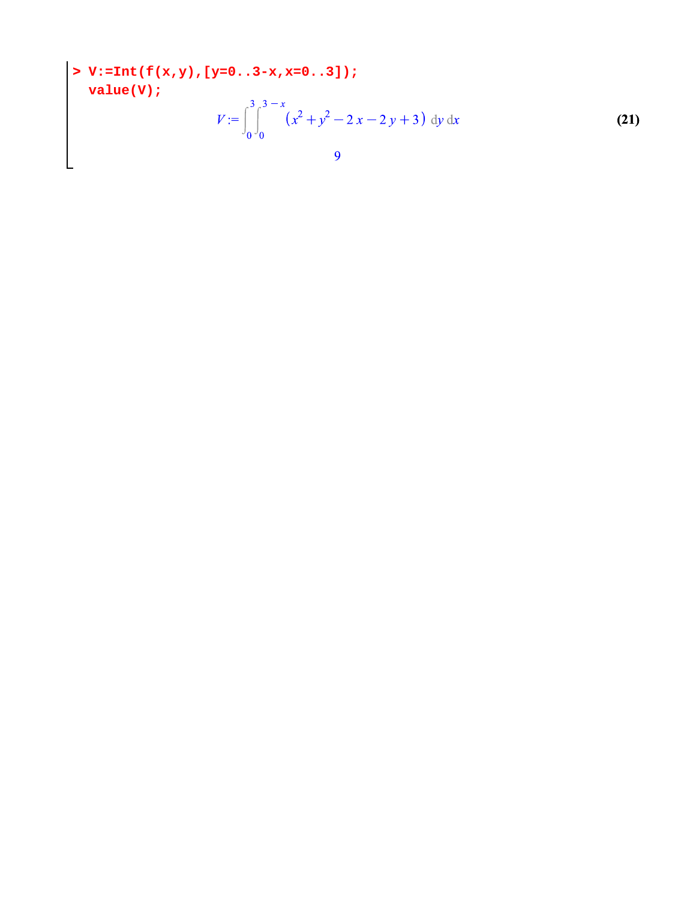```
> V:=Int(f(x,y),[y=0..3-x,x=0..3]);
  value(V);
```

$$V := \int_0^3 \int_0^{3-x} \left(x^2 + y^2 - 2\,x - 2\,y + 3\right) \mathrm{d}y\, \mathrm{d}x \tag{21}$$

$$9$$